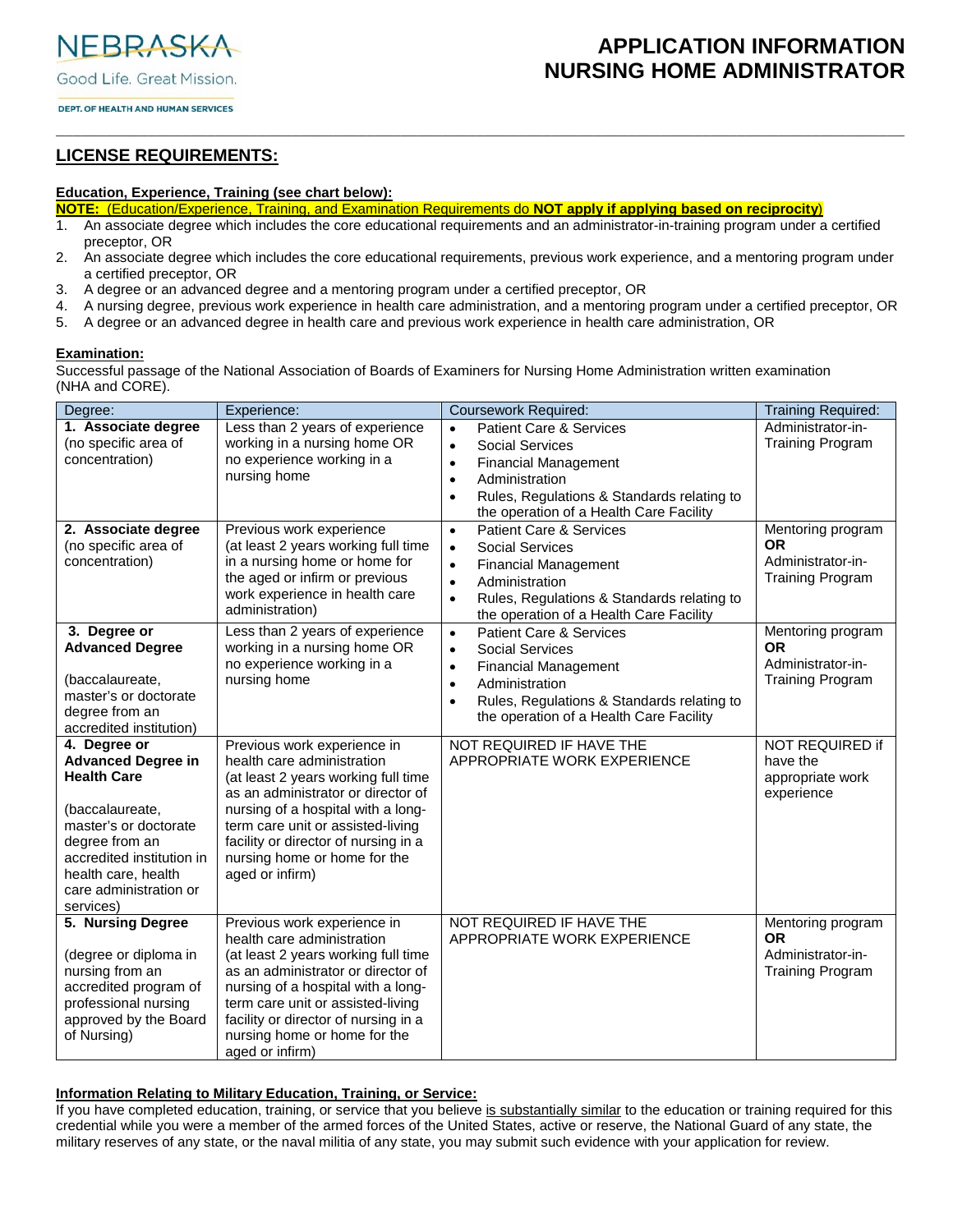NEBRASKA

Good Life. Great Mission.

DEPT. OF HEALTH AND HUMAN SERVICES

# APPLICATION INFORMATION NURSING HOME ADMINISTRATOR

## LICENSE REQUIREMENTS:

**Education, Experience, Training (see chart below):**

**NOTE:** (Education/Experience, Training, and Examination Requirements do **NOT apply if applying based on reciprocity**)

1. An associate degree which includes the core educational requirements and an administrator-in-training program under a certified preceptor, OR
2. An associate degree which includes the core educational requirements, previous work experience, and a mentoring program under a certified preceptor, OR
3. A degree or an advanced degree and a mentoring program under a certified preceptor, OR
4. A nursing degree, previous work experience in health care administration, and a mentoring program under a certified preceptor, OR
5. A degree or an advanced degree in health care and previous work experience in health care administration, OR

**Examination:**

Successful passage of the National Association of Boards of Examiners for Nursing Home Administration written examination (NHA and CORE).

| Degree: | Experience: | Coursework Required: | Training Required: |
|---|---|---|---|
| **1. Associate degree** (no specific area of concentration) | Less than 2 years of experience working in a nursing home OR no experience working in a nursing home | • Patient Care & Services<br>• Social Services<br>• Financial Management<br>• Administration<br>• Rules, Regulations & Standards relating to the operation of a Health Care Facility | Administrator-in-Training Program |
| **2. Associate degree** (no specific area of concentration) | Previous work experience (at least 2 years working full time in a nursing home or home for the aged or infirm or previous work experience in health care administration) | • Patient Care & Services<br>• Social Services<br>• Financial Management<br>• Administration<br>• Rules, Regulations & Standards relating to the operation of a Health Care Facility | Mentoring program **OR** Administrator-in-Training Program |
| **3. Degree or Advanced Degree**<br><br>(baccalaureate, master's or doctorate degree from an accredited institution) | Less than 2 years of experience working in a nursing home OR no experience working in a nursing home | • Patient Care & Services<br>• Social Services<br>• Financial Management<br>• Administration<br>• Rules, Regulations & Standards relating to the operation of a Health Care Facility | Mentoring program **OR** Administrator-in-Training Program |
| **4. Degree or Advanced Degree in Health Care**<br><br>(baccalaureate, master's or doctorate degree from an accredited institution in health care, health care administration or services) | Previous work experience in health care administration (at least 2 years working full time as an administrator or director of nursing of a hospital with a long-term care unit or assisted-living facility or director of nursing in a nursing home or home for the aged or infirm) | NOT REQUIRED IF HAVE THE APPROPRIATE WORK EXPERIENCE | NOT REQUIRED if have the appropriate work experience |
| **5. Nursing Degree**<br><br>(degree or diploma in nursing from an accredited program of professional nursing approved by the Board of Nursing) | Previous work experience in health care administration (at least 2 years working full time as an administrator or director of nursing of a hospital with a long-term care unit or assisted-living facility or director of nursing in a nursing home or home for the aged or infirm) | NOT REQUIRED IF HAVE THE APPROPRIATE WORK EXPERIENCE | Mentoring program **OR** Administrator-in-Training Program |

**Information Relating to Military Education, Training, or Service:**

If you have completed education, training, or service that you believe is substantially similar to the education or training required for this credential while you were a member of the armed forces of the United States, active or reserve, the National Guard of any state, the military reserves of any state, or the naval militia of any state, you may submit such evidence with your application for review.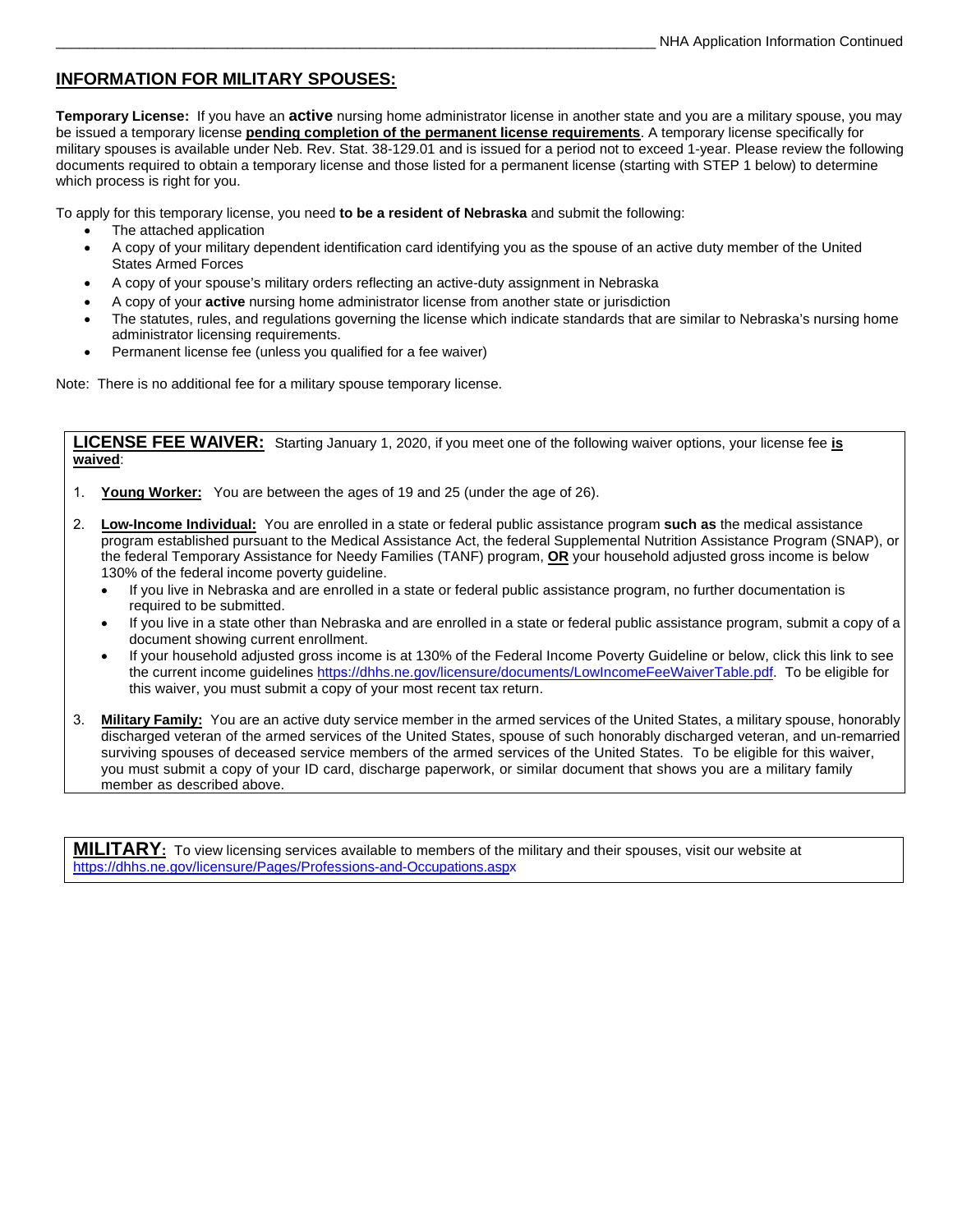## INFORMATION FOR MILITARY SPOUSES:

**Temporary License:** If you have an **active** nursing home administrator license in another state and you are a military spouse, you may be issued a temporary license **pending completion of the permanent license requirements**. A temporary license specifically for military spouses is available under Neb. Rev. Stat. 38-129.01 and is issued for a period not to exceed 1-year. Please review the following documents required to obtain a temporary license and those listed for a permanent license (starting with STEP 1 below) to determine which process is right for you.

To apply for this temporary license, you need **to be a resident of Nebraska** and submit the following:

- The attached application
- A copy of your military dependent identification card identifying you as the spouse of an active duty member of the United States Armed Forces
- A copy of your spouse's military orders reflecting an active-duty assignment in Nebraska
- A copy of your **active** nursing home administrator license from another state or jurisdiction
- The statutes, rules, and regulations governing the license which indicate standards that are similar to Nebraska's nursing home administrator licensing requirements.
- Permanent license fee (unless you qualified for a fee waiver)

Note: There is no additional fee for a military spouse temporary license.

**LICENSE FEE WAIVER:** Starting January 1, 2020, if you meet one of the following waiver options, your license fee **is waived**:

1. **Young Worker:** You are between the ages of 19 and 25 (under the age of 26).
2. **Low-Income Individual:** You are enrolled in a state or federal public assistance program **such as** the medical assistance program established pursuant to the Medical Assistance Act, the federal Supplemental Nutrition Assistance Program (SNAP), or the federal Temporary Assistance for Needy Families (TANF) program, **OR** your household adjusted gross income is below 130% of the federal income poverty guideline.
   - If you live in Nebraska and are enrolled in a state or federal public assistance program, no further documentation is required to be submitted.
   - If you live in a state other than Nebraska and are enrolled in a state or federal public assistance program, submit a copy of a document showing current enrollment.
   - If your household adjusted gross income is at 130% of the Federal Income Poverty Guideline or below, click this link to see the current income guidelines https://dhhs.ne.gov/licensure/documents/LowIncomeFeeWaiverTable.pdf. To be eligible for this waiver, you must submit a copy of your most recent tax return.
3. **Military Family:** You are an active duty service member in the armed services of the United States, a military spouse, honorably discharged veteran of the armed services of the United States, spouse of such honorably discharged veteran, and un-remarried surviving spouses of deceased service members of the armed services of the United States. To be eligible for this waiver, you must submit a copy of your ID card, discharge paperwork, or similar document that shows you are a military family member as described above.

**MILITARY:** To view licensing services available to members of the military and their spouses, visit our website at https://dhhs.ne.gov/licensure/Pages/Professions-and-Occupations.aspx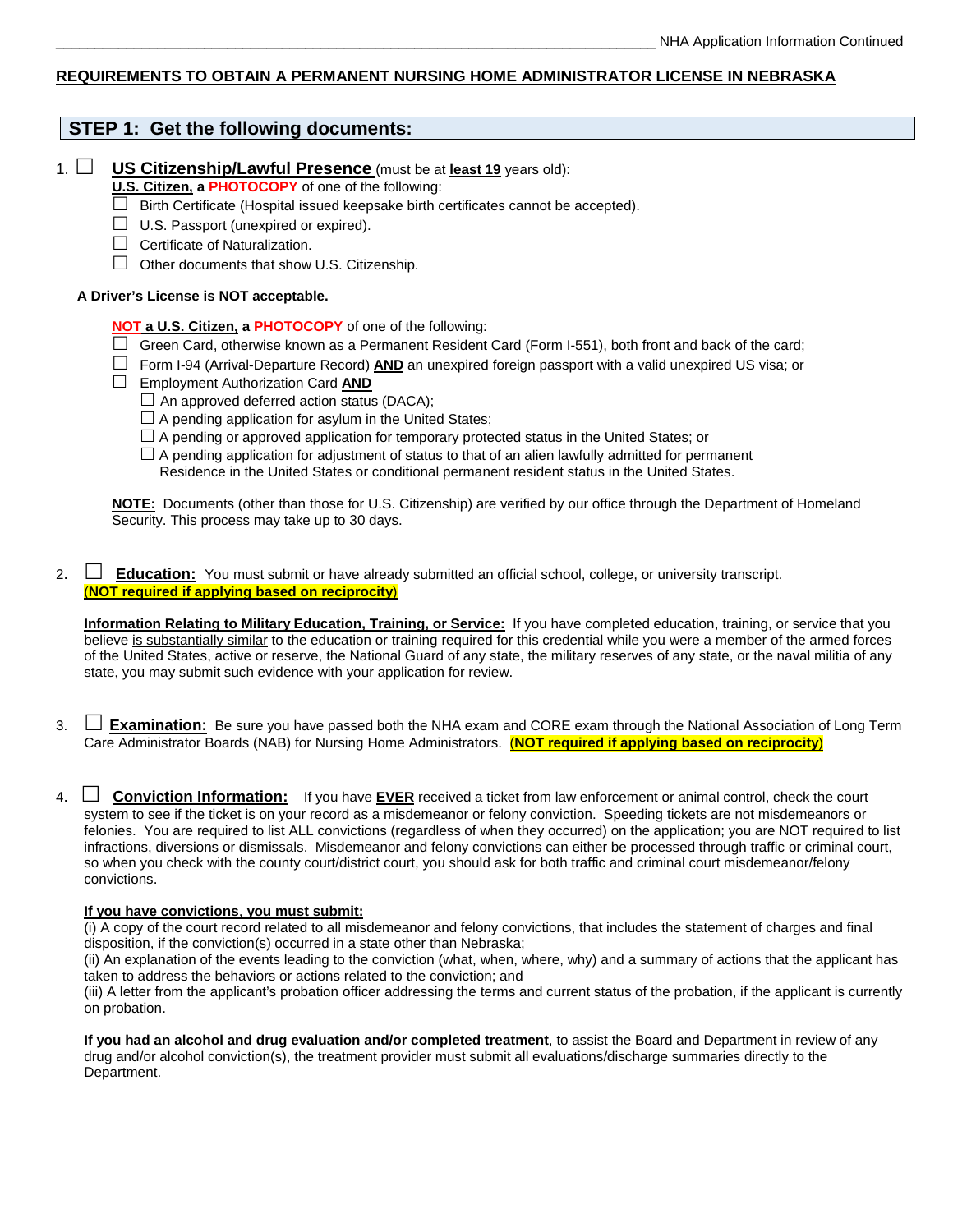## REQUIREMENTS TO OBTAIN A PERMANENT NURSING HOME ADMINISTRATOR LICENSE IN NEBRASKA

### STEP 1: Get the following documents:

1. ☐ **US Citizenship/Lawful Presence** (must be at **least 19** years old):

   **U.S. Citizen,** a **PHOTOCOPY** of one of the following:

   - ☐ Birth Certificate (Hospital issued keepsake birth certificates cannot be accepted).
   - ☐ U.S. Passport (unexpired or expired).
   - ☐ Certificate of Naturalization.
   - ☐ Other documents that show U.S. Citizenship.

   **A Driver's License is NOT acceptable.**

   **NOT a U.S. Citizen,** a **PHOTOCOPY** of one of the following:

   - ☐ Green Card, otherwise known as a Permanent Resident Card (Form I-551), both front and back of the card;
   - ☐ Form I-94 (Arrival-Departure Record) **AND** an unexpired foreign passport with a valid unexpired US visa; or
   - ☐ Employment Authorization Card **AND**
     - ☐ An approved deferred action status (DACA);
     - ☐ A pending application for asylum in the United States;
     - ☐ A pending or approved application for temporary protected status in the United States; or
     - ☐ A pending application for adjustment of status to that of an alien lawfully admitted for permanent Residence in the United States or conditional permanent resident status in the United States.

   **NOTE:** Documents (other than those for U.S. Citizenship) are verified by our office through the Department of Homeland Security. This process may take up to 30 days.

2. ☐ **Education:** You must submit or have already submitted an official school, college, or university transcript. **(NOT required if applying based on reciprocity)**

   **Information Relating to Military Education, Training, or Service:** If you have completed education, training, or service that you believe is substantially similar to the education or training required for this credential while you were a member of the armed forces of the United States, active or reserve, the National Guard of any state, the military reserves of any state, or the naval militia of any state, you may submit such evidence with your application for review.

3. ☐ **Examination:** Be sure you have passed both the NHA exam and CORE exam through the National Association of Long Term Care Administrator Boards (NAB) for Nursing Home Administrators. **(NOT required if applying based on reciprocity)**

4. ☐ **Conviction Information:** If you have **EVER** received a ticket from law enforcement or animal control, check the court system to see if the ticket is on your record as a misdemeanor or felony conviction. Speeding tickets are not misdemeanors or felonies. You are required to list ALL convictions (regardless of when they occurred) on the application; you are NOT required to list infractions, diversions or dismissals. Misdemeanor and felony convictions can either be processed through traffic or criminal court, so when you check with the county court/district court, you should ask for both traffic and criminal court misdemeanor/felony convictions.

   **If you have convictions, you must submit:**
   (i) A copy of the court record related to all misdemeanor and felony convictions, that includes the statement of charges and final disposition, if the conviction(s) occurred in a state other than Nebraska;
   (ii) An explanation of the events leading to the conviction (what, when, where, why) and a summary of actions that the applicant has taken to address the behaviors or actions related to the conviction; and
   (iii) A letter from the applicant's probation officer addressing the terms and current status of the probation, if the applicant is currently on probation.

   **If you had an alcohol and drug evaluation and/or completed treatment**, to assist the Board and Department in review of any drug and/or alcohol conviction(s), the treatment provider must submit all evaluations/discharge summaries directly to the Department.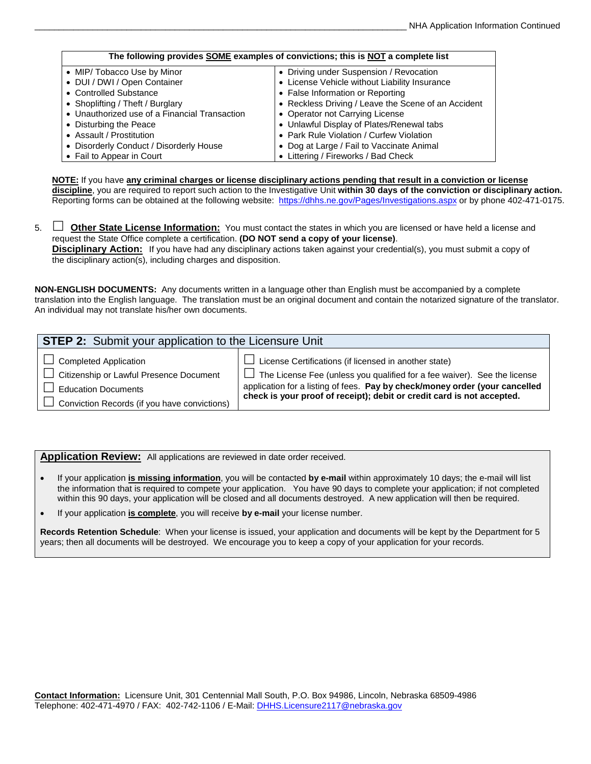| The following provides **SOME** examples of convictions; this is **NOT** a complete list | |
|---|---|
| • MIP/ Tobacco Use by Minor | • Driving under Suspension / Revocation |
| • DUI / DWI / Open Container | • License Vehicle without Liability Insurance |
| • Controlled Substance | • False Information or Reporting |
| • Shoplifting / Theft / Burglary | • Reckless Driving / Leave the Scene of an Accident |
| • Unauthorized use of a Financial Transaction | • Operator not Carrying License |
| • Disturbing the Peace | • Unlawful Display of Plates/Renewal tabs |
| • Assault / Prostitution | • Park Rule Violation / Curfew Violation |
| • Disorderly Conduct / Disorderly House | • Dog at Large / Fail to Vaccinate Animal |
| • Fail to Appear in Court | • Littering / Fireworks / Bad Check |

**NOTE:** If you have **any criminal charges or license disciplinary actions pending that result in a conviction or license discipline**, you are required to report such action to the Investigative Unit **within 30 days of the conviction or disciplinary action.** Reporting forms can be obtained at the following website: https://dhhs.ne.gov/Pages/Investigations.aspx or by phone 402-471-0175.

5. ☐ **Other State License Information:** You must contact the states in which you are licensed or have held a license and request the State Office complete a certification. **(DO NOT send a copy of your license)**.
**Disciplinary Action:** If you have had any disciplinary actions taken against your credential(s), you must submit a copy of the disciplinary action(s), including charges and disposition.

**NON-ENGLISH DOCUMENTS:** Any documents written in a language other than English must be accompanied by a complete translation into the English language. The translation must be an original document and contain the notarized signature of the translator. An individual may not translate his/her own documents.

## STEP 2: Submit your application to the Licensure Unit

- ☐ Completed Application
- ☐ Citizenship or Lawful Presence Document
- ☐ Education Documents
- ☐ Conviction Records (if you have convictions)
- ☐ License Certifications (if licensed in another state)
- ☐ The License Fee (unless you qualified for a fee waiver). See the license application for a listing of fees. **Pay by check/money order (your cancelled check is your proof of receipt); debit or credit card is not accepted.**

**Application Review:** All applications are reviewed in date order received.

- If your application **is missing information**, you will be contacted **by e-mail** within approximately 10 days; the e-mail will list the information that is required to compete your application. You have 90 days to complete your application; if not completed within this 90 days, your application will be closed and all documents destroyed. A new application will then be required.
- If your application **is complete**, you will receive **by e-mail** your license number.

**Records Retention Schedule**: When your license is issued, your application and documents will be kept by the Department for 5 years; then all documents will be destroyed. We encourage you to keep a copy of your application for your records.

**Contact Information:** Licensure Unit, 301 Centennial Mall South, P.O. Box 94986, Lincoln, Nebraska 68509-4986
Telephone: 402-471-4970 / FAX: 402-742-1106 / E-Mail: DHHS.Licensure2117@nebraska.gov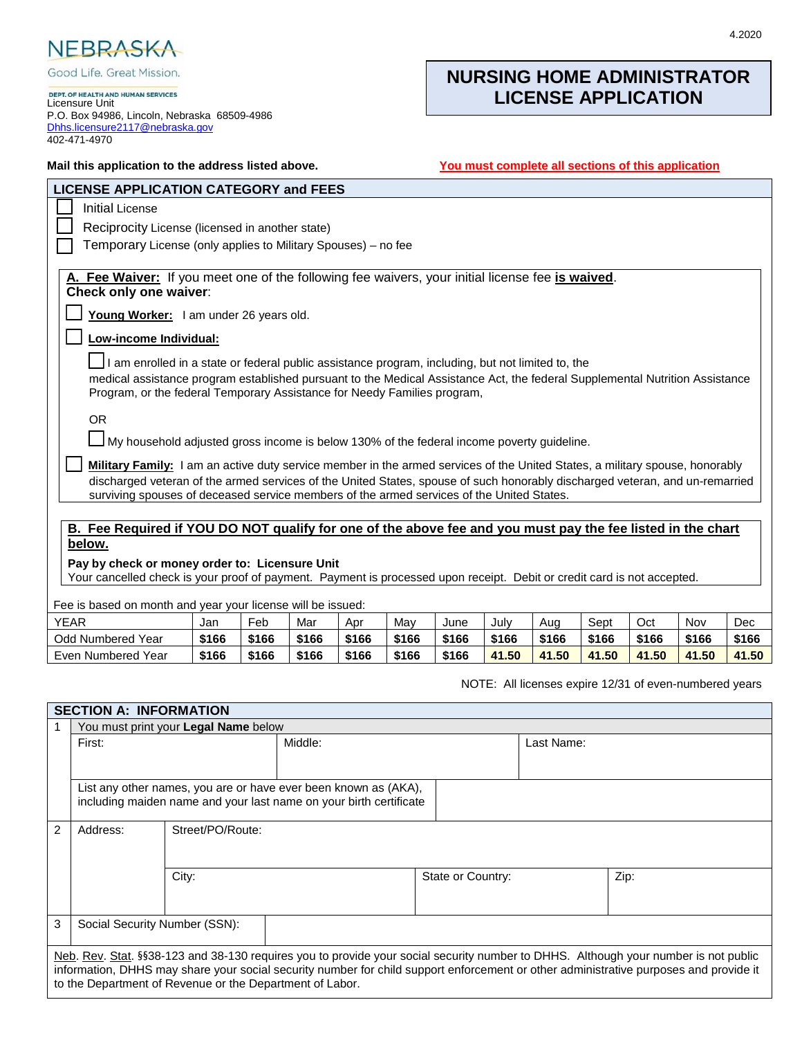NEBRASKA

Good Life. Great Mission.

DEPT. OF HEALTH AND HUMAN SERVICES

Licensure Unit
P.O. Box 94986, Lincoln, Nebraska 68509-4986
Dhhs.licensure2117@nebraska.gov
402-471-4970

4.2020

# NURSING HOME ADMINISTRATOR LICENSE APPLICATION

**Mail this application to the address listed above.**

**You must complete all sections of this application**

## LICENSE APPLICATION CATEGORY and FEES

- ☐ Initial License
- ☐ Reciprocity License (licensed in another state)
- ☐ Temporary License (only applies to Military Spouses) – no fee

**A. Fee Waiver:** If you meet one of the following fee waivers, your initial license fee **is waived**.
**Check only one waiver**:

☐ **Young Worker:** I am under 26 years old.

☐ **Low-income Individual:**

☐ I am enrolled in a state or federal public assistance program, including, but not limited to, the medical assistance program established pursuant to the Medical Assistance Act, the federal Supplemental Nutrition Assistance Program, or the federal Temporary Assistance for Needy Families program,

OR

☐ My household adjusted gross income is below 130% of the federal income poverty guideline.

☐ **Military Family:** I am an active duty service member in the armed services of the United States, a military spouse, honorably discharged veteran of the armed services of the United States, spouse of such honorably discharged veteran, and un-remarried surviving spouses of deceased service members of the armed services of the United States.

**B. Fee Required if YOU DO NOT qualify for one of the above fee and you must pay the fee listed in the chart below.**

**Pay by check or money order to: Licensure Unit**
Your cancelled check is your proof of payment. Payment is processed upon receipt. Debit or credit card is not accepted.

Fee is based on month and year your license will be issued:

| YEAR | Jan | Feb | Mar | Apr | May | June | July | Aug | Sept | Oct | Nov | Dec |
|---|---|---|---|---|---|---|---|---|---|---|---|---|
| Odd Numbered Year | **$166** | **$166** | **$166** | **$166** | **$166** | **$166** | **$166** | **$166** | **$166** | **$166** | **$166** | **$166** |
| Even Numbered Year | **$166** | **$166** | **$166** | **$166** | **$166** | **$166** | **41.50** | **41.50** | **41.50** | **41.50** | **41.50** | **41.50** |

NOTE: All licenses expire 12/31 of even-numbered years

## SECTION A: INFORMATION

| | | | |
|---|---|---|---|
| 1 | You must print your **Legal Name** below | | |
| | First: | Middle: | Last Name: |
| | List any other names, you are or have ever been known as (AKA), including maiden name and your last name on your birth certificate | | |
| 2 | Address: | Street/PO/Route: | |
| | | City: | State or Country: | Zip: |
| 3 | Social Security Number (SSN): | | |

Neb. Rev. Stat. §§38-123 and 38-130 requires you to provide your social security number to DHHS. Although your number is not public information, DHHS may share your social security number for child support enforcement or other administrative purposes and provide it to the Department of Revenue or the Department of Labor.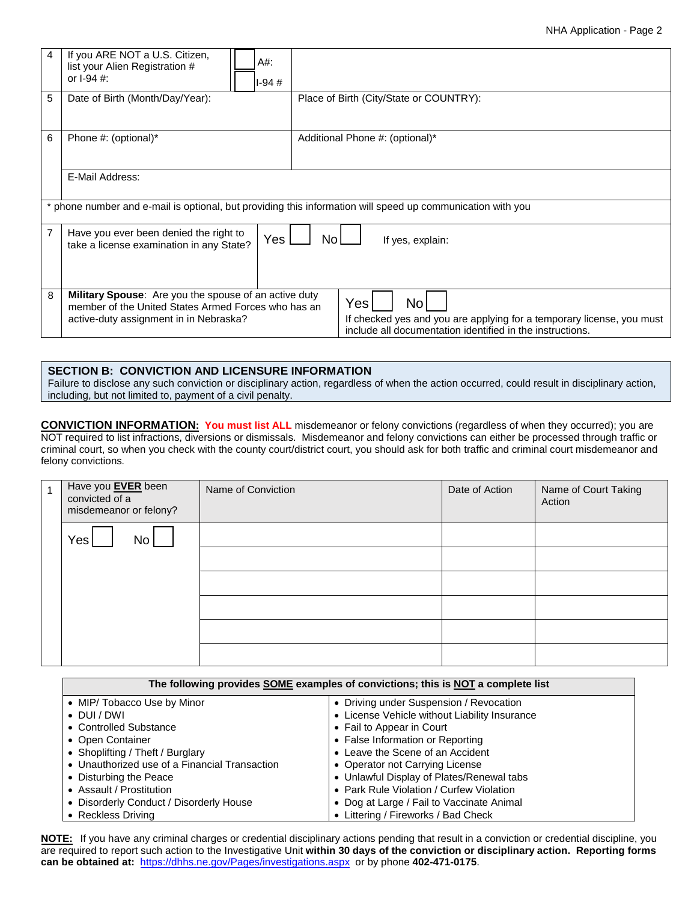| | | | |
|---|---|---|---|
| 4 | If you ARE NOT a U.S. Citizen, list your Alien Registration # or I-94 #: | ☐ A#: ☐ I-94 # | |
| 5 | Date of Birth (Month/Day/Year): | | Place of Birth (City/State or COUNTRY): |
| 6 | Phone #: (optional)* | | Additional Phone #: (optional)* |
| | E-Mail Address: | | |
| * phone number and e-mail is optional, but providing this information will speed up communication with you | | | |
| 7 | Have you ever been denied the right to take a license examination in any State? | Yes ☐ No ☐ | If yes, explain: |
| 8 | **Military Spouse**: Are you the spouse of an active duty member of the United States Armed Forces who has an active-duty assignment in in Nebraska? | | Yes ☐ No ☐ If checked yes and you are applying for a temporary license, you must include all documentation identified in the instructions. |

## SECTION B: CONVICTION AND LICENSURE INFORMATION

Failure to disclose any such conviction or disciplinary action, regardless of when the action occurred, could result in disciplinary action, including, but not limited to, payment of a civil penalty.

**CONVICTION INFORMATION:** **You must list ALL** misdemeanor or felony convictions (regardless of when they occurred); you are NOT required to list infractions, diversions or dismissals. Misdemeanor and felony convictions can either be processed through traffic or criminal court, so when you check with the county court/district court, you should ask for both traffic and criminal court misdemeanor and felony convictions.

| 1 | Have you **EVER** been convicted of a misdemeanor or felony? | Name of Conviction | Date of Action | Name of Court Taking Action |
|---|---|---|---|---|
| | Yes ☐ No ☐ | | | |
| | | | | |
| | | | | |
| | | | | |
| | | | | |
| | | | | |

**The following provides SOME examples of convictions; this is NOT a complete list**

- MIP/ Tobacco Use by Minor
- DUI / DWI
- Controlled Substance
- Open Container
- Shoplifting / Theft / Burglary
- Unauthorized use of a Financial Transaction
- Disturbing the Peace
- Assault / Prostitution
- Disorderly Conduct / Disorderly House
- Reckless Driving
- Driving under Suspension / Revocation
- License Vehicle without Liability Insurance
- Fail to Appear in Court
- False Information or Reporting
- Leave the Scene of an Accident
- Operator not Carrying License
- Unlawful Display of Plates/Renewal tabs
- Park Rule Violation / Curfew Violation
- Dog at Large / Fail to Vaccinate Animal
- Littering / Fireworks / Bad Check

**NOTE:** If you have any criminal charges or credential disciplinary actions pending that result in a conviction or credential discipline, you are required to report such action to the Investigative Unit **within 30 days of the conviction or disciplinary action. Reporting forms can be obtained at:** https://dhhs.ne.gov/Pages/investigations.aspx or by phone **402-471-0175**.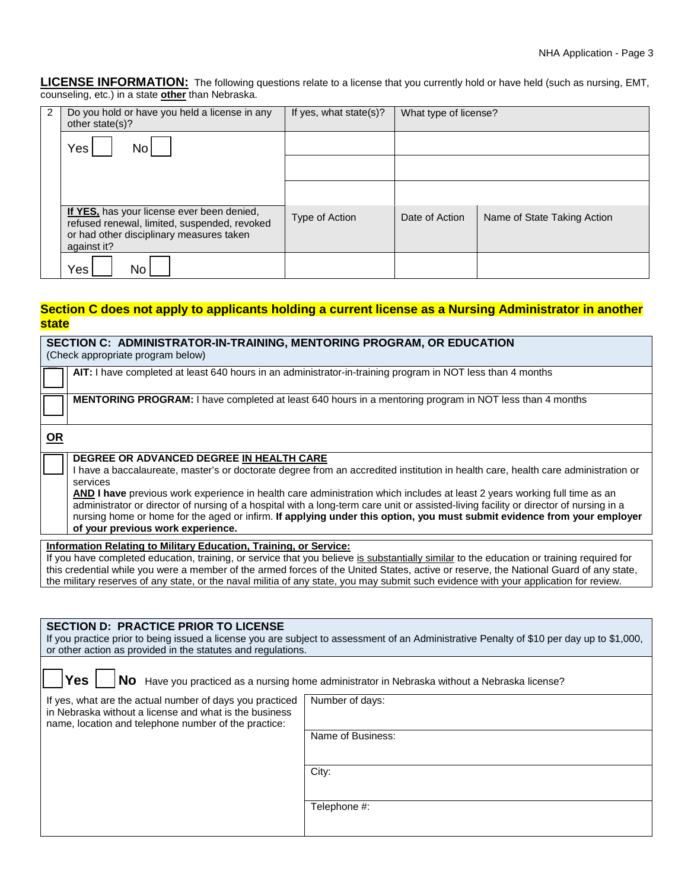**LICENSE INFORMATION:** The following questions relate to a license that you currently hold or have held (such as nursing, EMT, counseling, etc.) in a state **other** than Nebraska.

| 2 | Do you hold or have you held a license in any other state(s)? | If yes, what state(s)? | What type of license? | |
|---|---|---|---|---|
| | Yes ☐ No ☐ | | | |
| | | | | |
| | | | | |
| | **If YES,** has your license ever been denied, refused renewal, limited, suspended, revoked or had other disciplinary measures taken against it? | Type of Action | Date of Action | Name of State Taking Action |
| | Yes ☐ No ☐ | | | |

**Section C does not apply to applicants holding a current license as a Nursing Administrator in another state**

**SECTION C: ADMINISTRATOR-IN-TRAINING, MENTORING PROGRAM, OR EDUCATION**
(Check appropriate program below)

☐ **AIT:** I have completed at least 640 hours in an administrator-in-training program in NOT less than 4 months

☐ **MENTORING PROGRAM:** I have completed at least 640 hours in a mentoring program in NOT less than 4 months

**OR**

☐ **DEGREE OR ADVANCED DEGREE IN HEALTH CARE**
I have a baccalaureate, master's or doctorate degree from an accredited institution in health care, health care administration or services
**AND I have** previous work experience in health care administration which includes at least 2 years working full time as an administrator or director of nursing of a hospital with a long-term care unit or assisted-living facility or director of nursing in a nursing home or home for the aged or infirm. **If applying under this option, you must submit evidence from your employer of your previous work experience.**

**Information Relating to Military Education, Training, or Service:**
If you have completed education, training, or service that you believe is substantially similar to the education or training required for this credential while you were a member of the armed forces of the United States, active or reserve, the National Guard of any state, the military reserves of any state, or the naval militia of any state, you may submit such evidence with your application for review.

**SECTION D: PRACTICE PRIOR TO LICENSE**
If you practice prior to being issued a license you are subject to assessment of an Administrative Penalty of $10 per day up to $1,000, or other action as provided in the statutes and regulations.

☐ **Yes** ☐ **No** Have you practiced as a nursing home administrator in Nebraska without a Nebraska license?

| If yes, what are the actual number of days you practiced in Nebraska without a license and what is the business name, location and telephone number of the practice: | Number of days: |
|---|---|
| | Name of Business: |
| | City: |
| | Telephone #: |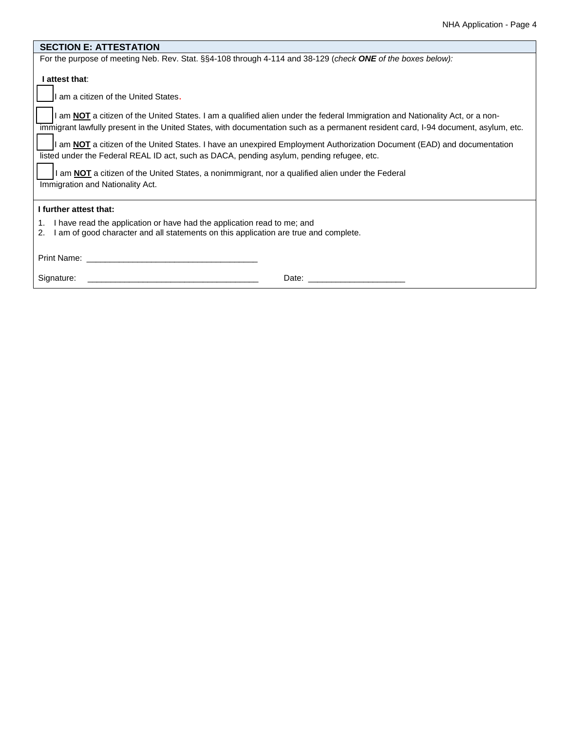## SECTION E: ATTESTATION

For the purpose of meeting Neb. Rev. Stat. §§4-108 through 4-114 and 38-129 (*check **ONE** of the boxes below):*

**I attest that**:

- [ ] I am a citizen of the United States.
- [ ] I am **NOT** a citizen of the United States. I am a qualified alien under the federal Immigration and Nationality Act, or a non-immigrant lawfully present in the United States, with documentation such as a permanent resident card, I-94 document, asylum, etc.
- [ ] I am **NOT** a citizen of the United States. I have an unexpired Employment Authorization Document (EAD) and documentation listed under the Federal REAL ID act, such as DACA, pending asylum, pending refugee, etc.
- [ ] I am **NOT** a citizen of the United States, a nonimmigrant, nor a qualified alien under the Federal Immigration and Nationality Act.

**I further attest that:**

1. I have read the application or have had the application read to me; and
2. I am of good character and all statements on this application are true and complete.

Print Name: ____________________________________

Signature: ____________________________________ Date: ____________________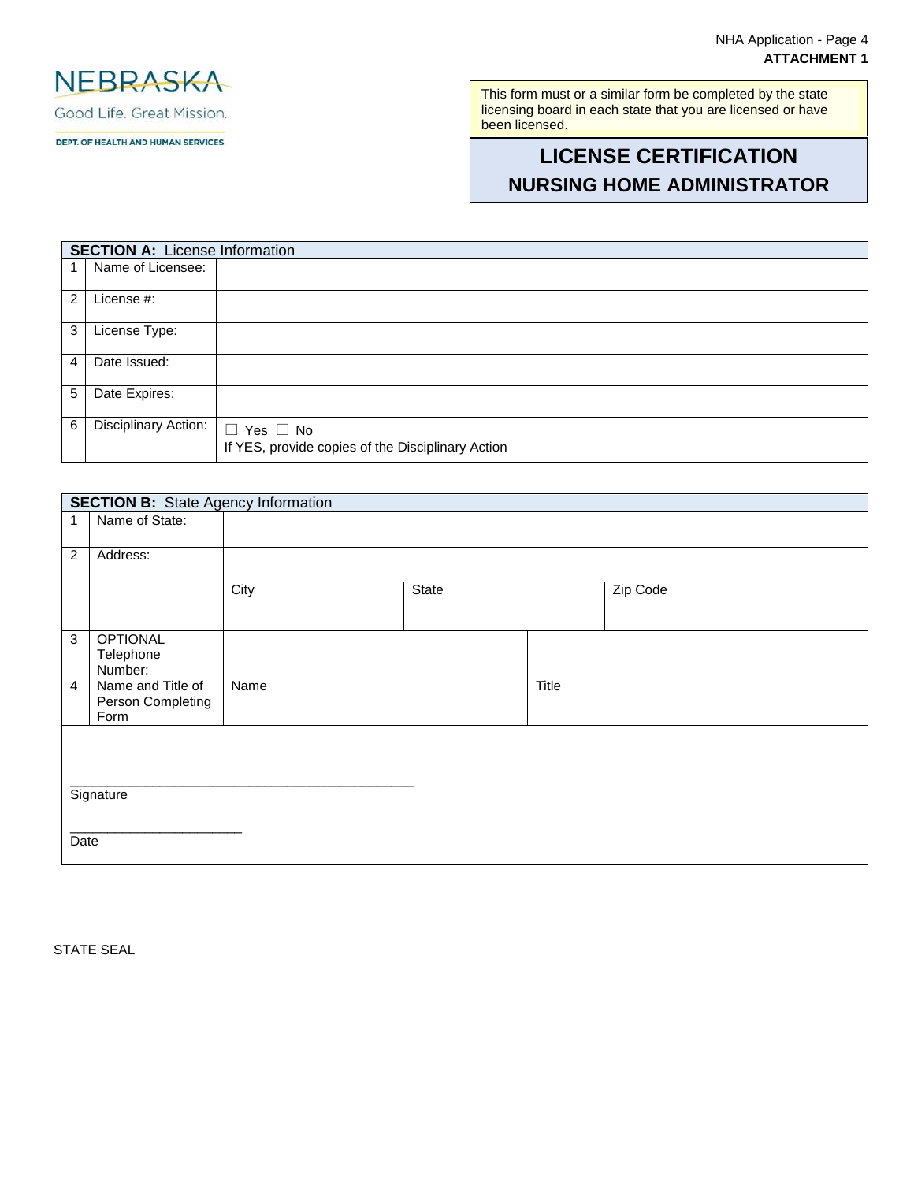**ATTACHMENT 1**

NEBRASKA

Good Life. Great Mission.

DEPT. OF HEALTH AND HUMAN SERVICES

This form must or a similar form be completed by the state licensing board in each state that you are licensed or have been licensed.

# LICENSE CERTIFICATION
## NURSING HOME ADMINISTRATOR

| **SECTION A:** License Information | | |
|---|---|---|
| 1 | Name of Licensee: | |
| 2 | License #: | |
| 3 | License Type: | |
| 4 | Date Issued: | |
| 5 | Date Expires: | |
| 6 | Disciplinary Action: | ☐ Yes ☐ No<br>If YES, provide copies of the Disciplinary Action |

| **SECTION B:** State Agency Information | | | | |
|---|---|---|---|---|
| 1 | Name of State: | | | |
| 2 | Address: | | | |
| | | City | State | Zip Code |
| 3 | OPTIONAL Telephone Number: | | | |
| 4 | Name and Title of Person Completing Form | Name | Title | |

_____________________________________________
Signature

______________________
Date

STATE SEAL